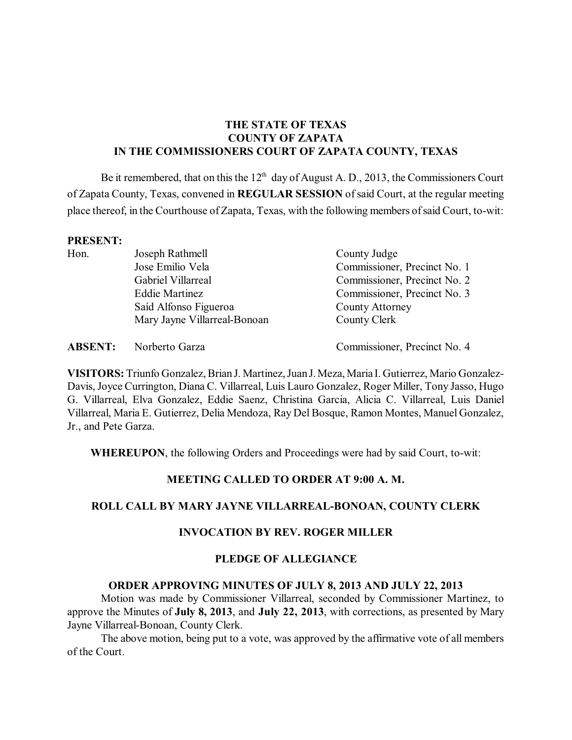**THE STATE OF TEXAS**
**COUNTY OF ZAPATA**
**IN THE COMMISSIONERS COURT OF ZAPATA COUNTY, TEXAS**

Be it remembered, that on this the 12th day of August A. D., 2013, the Commissioners Court of Zapata County, Texas, convened in **REGULAR SESSION** of said Court, at the regular meeting place thereof, in the Courthouse of Zapata, Texas, with the following members of said Court, to-wit:

**PRESENT:**

| | | |
|---|---|---|
| Hon. | Joseph Rathmell | County Judge |
| | Jose Emilio Vela | Commissioner, Precinct No. 1 |
| | Gabriel Villarreal | Commissioner, Precinct No. 2 |
| | Eddie Martinez | Commissioner, Precinct No. 3 |
| | Saíd Alfonso Figueroa | County Attorney |
| | Mary Jayne Villarreal-Bonoan | County Clerk |
| **ABSENT:** | Norberto Garza | Commissioner, Precinct No. 4 |

**VISITORS:** Triunfo Gonzalez, Brian J. Martinez, Juan J. Meza, Maria I. Gutierrez, Mario Gonzalez-Davis, Joyce Currington, Diana C. Villarreal, Luis Lauro Gonzalez, Roger Miller, Tony Jasso, Hugo G. Villarreal, Elva Gonzalez, Eddie Saenz, Christina Garcia, Alicia C. Villarreal, Luis Daniel Villarreal, Maria E. Gutierrez, Delia Mendoza, Ray Del Bosque, Ramon Montes, Manuel Gonzalez, Jr., and Pete Garza.

**WHEREUPON**, the following Orders and Proceedings were had by said Court, to-wit:

**MEETING CALLED TO ORDER AT 9:00 A. M.**

**ROLL CALL BY MARY JAYNE VILLARREAL-BONOAN, COUNTY CLERK**

**INVOCATION BY REV. ROGER MILLER**

**PLEDGE OF ALLEGIANCE**

**ORDER APPROVING MINUTES OF JULY 8, 2013 AND JULY 22, 2013**

Motion was made by Commissioner Villarreal, seconded by Commissioner Martinez, to approve the Minutes of **July 8, 2013**, and **July 22, 2013**, with corrections, as presented by Mary Jayne Villarreal-Bonoan, County Clerk.

The above motion, being put to a vote, was approved by the affirmative vote of all members of the Court.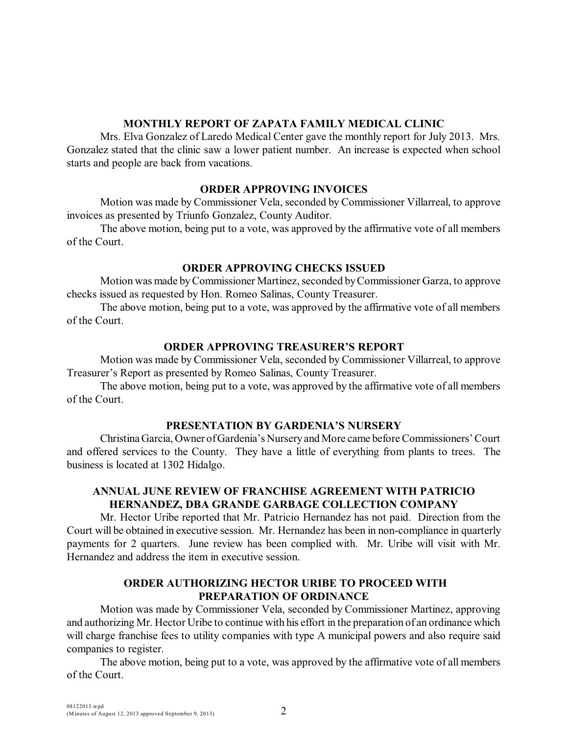## MONTHLY REPORT OF ZAPATA FAMILY MEDICAL CLINIC

Mrs. Elva Gonzalez of Laredo Medical Center gave the monthly report for July 2013. Mrs. Gonzalez stated that the clinic saw a lower patient number. An increase is expected when school starts and people are back from vacations.

## ORDER APPROVING INVOICES

Motion was made by Commissioner Vela, seconded by Commissioner Villarreal, to approve invoices as presented by Triunfo Gonzalez, County Auditor.

The above motion, being put to a vote, was approved by the affirmative vote of all members of the Court.

## ORDER APPROVING CHECKS ISSUED

Motion was made by Commissioner Martinez, seconded by Commissioner Garza, to approve checks issued as requested by Hon. Romeo Salinas, County Treasurer.

The above motion, being put to a vote, was approved by the affirmative vote of all members of the Court.

## ORDER APPROVING TREASURER'S REPORT

Motion was made by Commissioner Vela, seconded by Commissioner Villarreal, to approve Treasurer's Report as presented by Romeo Salinas, County Treasurer.

The above motion, being put to a vote, was approved by the affirmative vote of all members of the Court.

## PRESENTATION BY GARDENIA'S NURSERY

Christina Garcia, Owner of Gardenia's Nursery and More came before Commissioners' Court and offered services to the County. They have a little of everything from plants to trees. The business is located at 1302 Hidalgo.

## ANNUAL JUNE REVIEW OF FRANCHISE AGREEMENT WITH PATRICIO HERNANDEZ, DBA GRANDE GARBAGE COLLECTION COMPANY

Mr. Hector Uribe reported that Mr. Patricio Hernandez has not paid. Direction from the Court will be obtained in executive session. Mr. Hernandez has been in non-compliance in quarterly payments for 2 quarters. June review has been complied with. Mr. Uribe will visit with Mr. Hernandez and address the item in executive session.

## ORDER AUTHORIZING HECTOR URIBE TO PROCEED WITH PREPARATION OF ORDINANCE

Motion was made by Commissioner Vela, seconded by Commissioner Martinez, approving and authorizing Mr. Hector Uribe to continue with his effort in the preparation of an ordinance which will charge franchise fees to utility companies with type A municipal powers and also require said companies to register.

The above motion, being put to a vote, was approved by the affirmative vote of all members of the Court.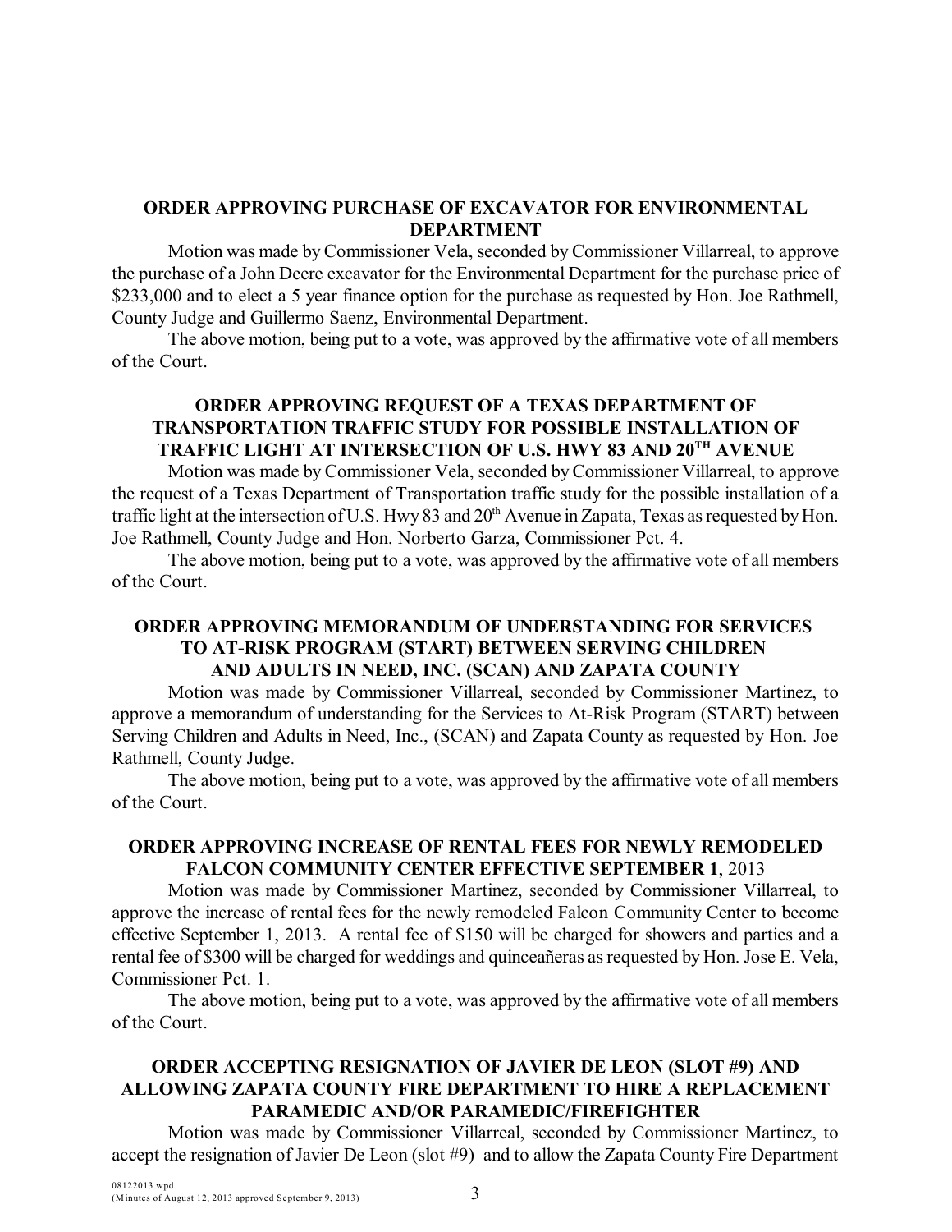## ORDER APPROVING PURCHASE OF EXCAVATOR FOR ENVIRONMENTAL DEPARTMENT

Motion was made by Commissioner Vela, seconded by Commissioner Villarreal, to approve the purchase of a John Deere excavator for the Environmental Department for the purchase price of \$233,000 and to elect a 5 year finance option for the purchase as requested by Hon. Joe Rathmell, County Judge and Guillermo Saenz, Environmental Department.

The above motion, being put to a vote, was approved by the affirmative vote of all members of the Court.

## ORDER APPROVING REQUEST OF A TEXAS DEPARTMENT OF TRANSPORTATION TRAFFIC STUDY FOR POSSIBLE INSTALLATION OF TRAFFIC LIGHT AT INTERSECTION OF U.S. HWY 83 AND 20TH AVENUE

Motion was made by Commissioner Vela, seconded by Commissioner Villarreal, to approve the request of a Texas Department of Transportation traffic study for the possible installation of a traffic light at the intersection of U.S. Hwy 83 and 20th Avenue in Zapata, Texas as requested by Hon. Joe Rathmell, County Judge and Hon. Norberto Garza, Commissioner Pct. 4.

The above motion, being put to a vote, was approved by the affirmative vote of all members of the Court.

## ORDER APPROVING MEMORANDUM OF UNDERSTANDING FOR SERVICES TO AT-RISK PROGRAM (START) BETWEEN SERVING CHILDREN AND ADULTS IN NEED, INC. (SCAN) AND ZAPATA COUNTY

Motion was made by Commissioner Villarreal, seconded by Commissioner Martinez, to approve a memorandum of understanding for the Services to At-Risk Program (START) between Serving Children and Adults in Need, Inc., (SCAN) and Zapata County as requested by Hon. Joe Rathmell, County Judge.

The above motion, being put to a vote, was approved by the affirmative vote of all members of the Court.

## ORDER APPROVING INCREASE OF RENTAL FEES FOR NEWLY REMODELED FALCON COMMUNITY CENTER EFFECTIVE SEPTEMBER 1, 2013

Motion was made by Commissioner Martinez, seconded by Commissioner Villarreal, to approve the increase of rental fees for the newly remodeled Falcon Community Center to become effective September 1, 2013. A rental fee of \$150 will be charged for showers and parties and a rental fee of \$300 will be charged for weddings and quinceañeras as requested by Hon. Jose E. Vela, Commissioner Pct. 1.

The above motion, being put to a vote, was approved by the affirmative vote of all members of the Court.

## ORDER ACCEPTING RESIGNATION OF JAVIER DE LEON (SLOT #9) AND ALLOWING ZAPATA COUNTY FIRE DEPARTMENT TO HIRE A REPLACEMENT PARAMEDIC AND/OR PARAMEDIC/FIREFIGHTER

Motion was made by Commissioner Villarreal, seconded by Commissioner Martinez, to accept the resignation of Javier De Leon (slot #9) and to allow the Zapata County Fire Department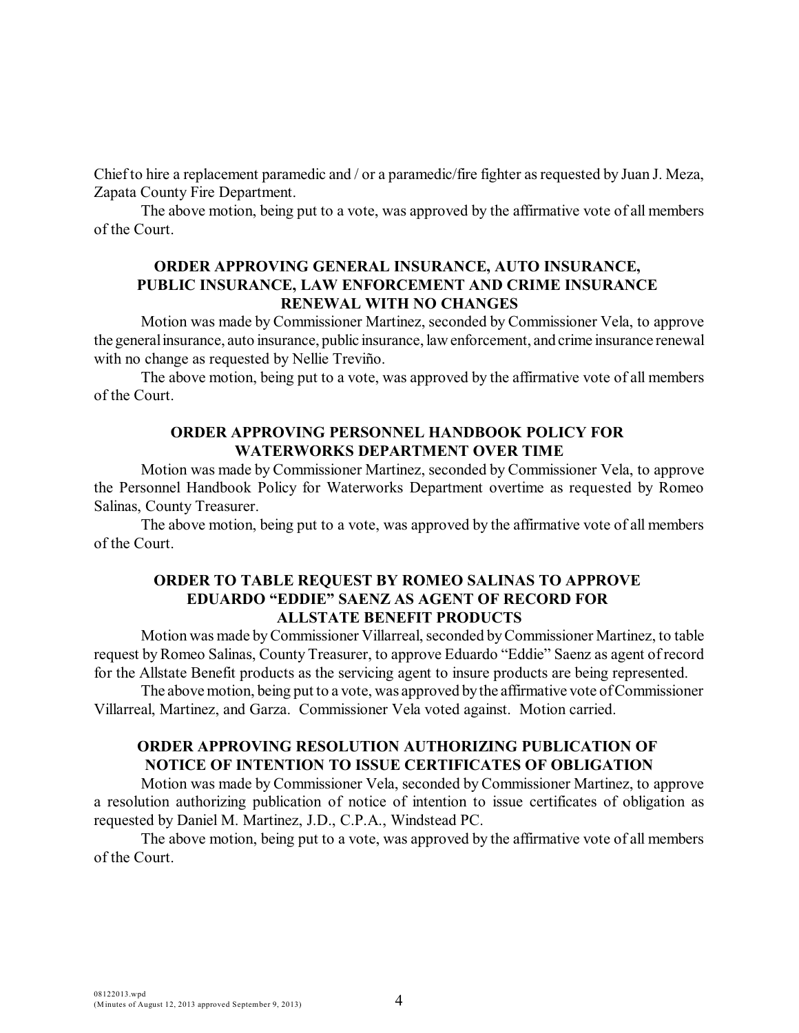Chief to hire a replacement paramedic and / or a paramedic/fire fighter as requested by Juan J. Meza, Zapata County Fire Department.

The above motion, being put to a vote, was approved by the affirmative vote of all members of the Court.

**ORDER APPROVING GENERAL INSURANCE, AUTO INSURANCE, PUBLIC INSURANCE, LAW ENFORCEMENT AND CRIME INSURANCE RENEWAL WITH NO CHANGES**

Motion was made by Commissioner Martinez, seconded by Commissioner Vela, to approve the general insurance, auto insurance, public insurance, law enforcement, and crime insurance renewal with no change as requested by Nellie Treviño.

The above motion, being put to a vote, was approved by the affirmative vote of all members of the Court.

**ORDER APPROVING PERSONNEL HANDBOOK POLICY FOR WATERWORKS DEPARTMENT OVER TIME**

Motion was made by Commissioner Martinez, seconded by Commissioner Vela, to approve the Personnel Handbook Policy for Waterworks Department overtime as requested by Romeo Salinas, County Treasurer.

The above motion, being put to a vote, was approved by the affirmative vote of all members of the Court.

**ORDER TO TABLE REQUEST BY ROMEO SALINAS TO APPROVE EDUARDO "EDDIE" SAENZ AS AGENT OF RECORD FOR ALLSTATE BENEFIT PRODUCTS**

Motion was made by Commissioner Villarreal, seconded by Commissioner Martinez, to table request by Romeo Salinas, County Treasurer, to approve Eduardo "Eddie" Saenz as agent of record for the Allstate Benefit products as the servicing agent to insure products are being represented.

The above motion, being put to a vote, was approved by the affirmative vote of Commissioner Villarreal, Martinez, and Garza. Commissioner Vela voted against. Motion carried.

**ORDER APPROVING RESOLUTION AUTHORIZING PUBLICATION OF NOTICE OF INTENTION TO ISSUE CERTIFICATES OF OBLIGATION**

Motion was made by Commissioner Vela, seconded by Commissioner Martinez, to approve a resolution authorizing publication of notice of intention to issue certificates of obligation as requested by Daniel M. Martinez, J.D., C.P.A., Windstead PC.

The above motion, being put to a vote, was approved by the affirmative vote of all members of the Court.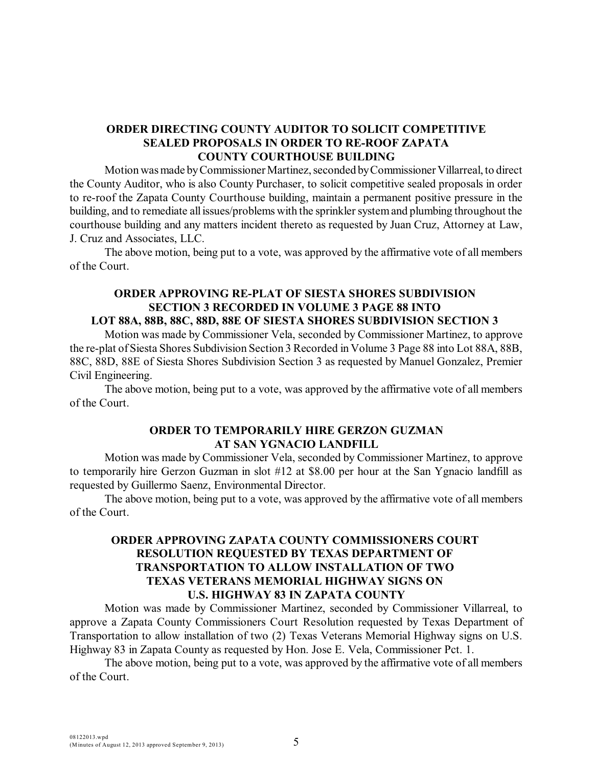**ORDER DIRECTING COUNTY AUDITOR TO SOLICIT COMPETITIVE SEALED PROPOSALS IN ORDER TO RE-ROOF ZAPATA COUNTY COURTHOUSE BUILDING**

Motion was made by Commissioner Martinez, seconded by Commissioner Villarreal, to direct the County Auditor, who is also County Purchaser, to solicit competitive sealed proposals in order to re-roof the Zapata County Courthouse building, maintain a permanent positive pressure in the building, and to remediate all issues/problems with the sprinkler system and plumbing throughout the courthouse building and any matters incident thereto as requested by Juan Cruz, Attorney at Law, J. Cruz and Associates, LLC.

The above motion, being put to a vote, was approved by the affirmative vote of all members of the Court.

**ORDER APPROVING RE-PLAT OF SIESTA SHORES SUBDIVISION SECTION 3 RECORDED IN VOLUME 3 PAGE 88 INTO LOT 88A, 88B, 88C, 88D, 88E OF SIESTA SHORES SUBDIVISION SECTION 3**

Motion was made by Commissioner Vela, seconded by Commissioner Martinez, to approve the re-plat of Siesta Shores Subdivision Section 3 Recorded in Volume 3 Page 88 into Lot 88A, 88B, 88C, 88D, 88E of Siesta Shores Subdivision Section 3 as requested by Manuel Gonzalez, Premier Civil Engineering.

The above motion, being put to a vote, was approved by the affirmative vote of all members of the Court.

**ORDER TO TEMPORARILY HIRE GERZON GUZMAN AT SAN YGNACIO LANDFILL**

Motion was made by Commissioner Vela, seconded by Commissioner Martinez, to approve to temporarily hire Gerzon Guzman in slot #12 at $8.00 per hour at the San Ygnacio landfill as requested by Guillermo Saenz, Environmental Director.

The above motion, being put to a vote, was approved by the affirmative vote of all members of the Court.

**ORDER APPROVING ZAPATA COUNTY COMMISSIONERS COURT RESOLUTION REQUESTED BY TEXAS DEPARTMENT OF TRANSPORTATION TO ALLOW INSTALLATION OF TWO TEXAS VETERANS MEMORIAL HIGHWAY SIGNS ON U.S. HIGHWAY 83 IN ZAPATA COUNTY**

Motion was made by Commissioner Martinez, seconded by Commissioner Villarreal, to approve a Zapata County Commissioners Court Resolution requested by Texas Department of Transportation to allow installation of two (2) Texas Veterans Memorial Highway signs on U.S. Highway 83 in Zapata County as requested by Hon. Jose E. Vela, Commissioner Pct. 1.

The above motion, being put to a vote, was approved by the affirmative vote of all members of the Court.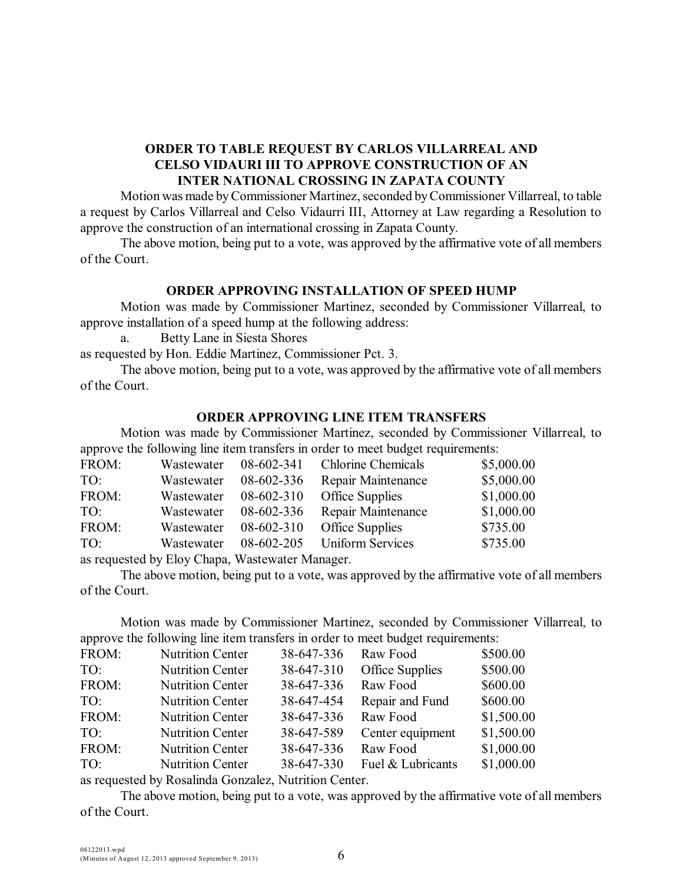## ORDER TO TABLE REQUEST BY CARLOS VILLARREAL AND CELSO VIDAURI III TO APPROVE CONSTRUCTION OF AN INTER NATIONAL CROSSING IN ZAPATA COUNTY

Motion was made by Commissioner Martinez, seconded by Commissioner Villarreal, to table a request by Carlos Villarreal and Celso Vidaurri III, Attorney at Law regarding a Resolution to approve the construction of an international crossing in Zapata County.

The above motion, being put to a vote, was approved by the affirmative vote of all members of the Court.

## ORDER APPROVING INSTALLATION OF SPEED HUMP

Motion was made by Commissioner Martinez, seconded by Commissioner Villarreal, to approve installation of a speed hump at the following address:

a. Betty Lane in Siesta Shores

as requested by Hon. Eddie Martinez, Commissioner Pct. 3.

The above motion, being put to a vote, was approved by the affirmative vote of all members of the Court.

## ORDER APPROVING LINE ITEM TRANSFERS

Motion was made by Commissioner Martinez, seconded by Commissioner Villarreal, to approve the following line item transfers in order to meet budget requirements:

| | | | | |
|---|---|---|---|---|
| FROM: | Wastewater | 08-602-341 | Chlorine Chemicals | $5,000.00 |
| TO: | Wastewater | 08-602-336 | Repair Maintenance | $5,000.00 |
| FROM: | Wastewater | 08-602-310 | Office Supplies | $1,000.00 |
| TO: | Wastewater | 08-602-336 | Repair Maintenance | $1,000.00 |
| FROM: | Wastewater | 08-602-310 | Office Supplies | $735.00 |
| TO: | Wastewater | 08-602-205 | Uniform Services | $735.00 |

as requested by Eloy Chapa, Wastewater Manager.

The above motion, being put to a vote, was approved by the affirmative vote of all members of the Court.

Motion was made by Commissioner Martinez, seconded by Commissioner Villarreal, to approve the following line item transfers in order to meet budget requirements:

| | | | | |
|---|---|---|---|---|
| FROM: | Nutrition Center | 38-647-336 | Raw Food | $500.00 |
| TO: | Nutrition Center | 38-647-310 | Office Supplies | $500.00 |
| FROM: | Nutrition Center | 38-647-336 | Raw Food | $600.00 |
| TO: | Nutrition Center | 38-647-454 | Repair and Fund | $600.00 |
| FROM: | Nutrition Center | 38-647-336 | Raw Food | $1,500.00 |
| TO: | Nutrition Center | 38-647-589 | Center equipment | $1,500.00 |
| FROM: | Nutrition Center | 38-647-336 | Raw Food | $1,000.00 |
| TO: | Nutrition Center | 38-647-330 | Fuel & Lubricants | $1,000.00 |

as requested by Rosalinda Gonzalez, Nutrition Center.

The above motion, being put to a vote, was approved by the affirmative vote of all members of the Court.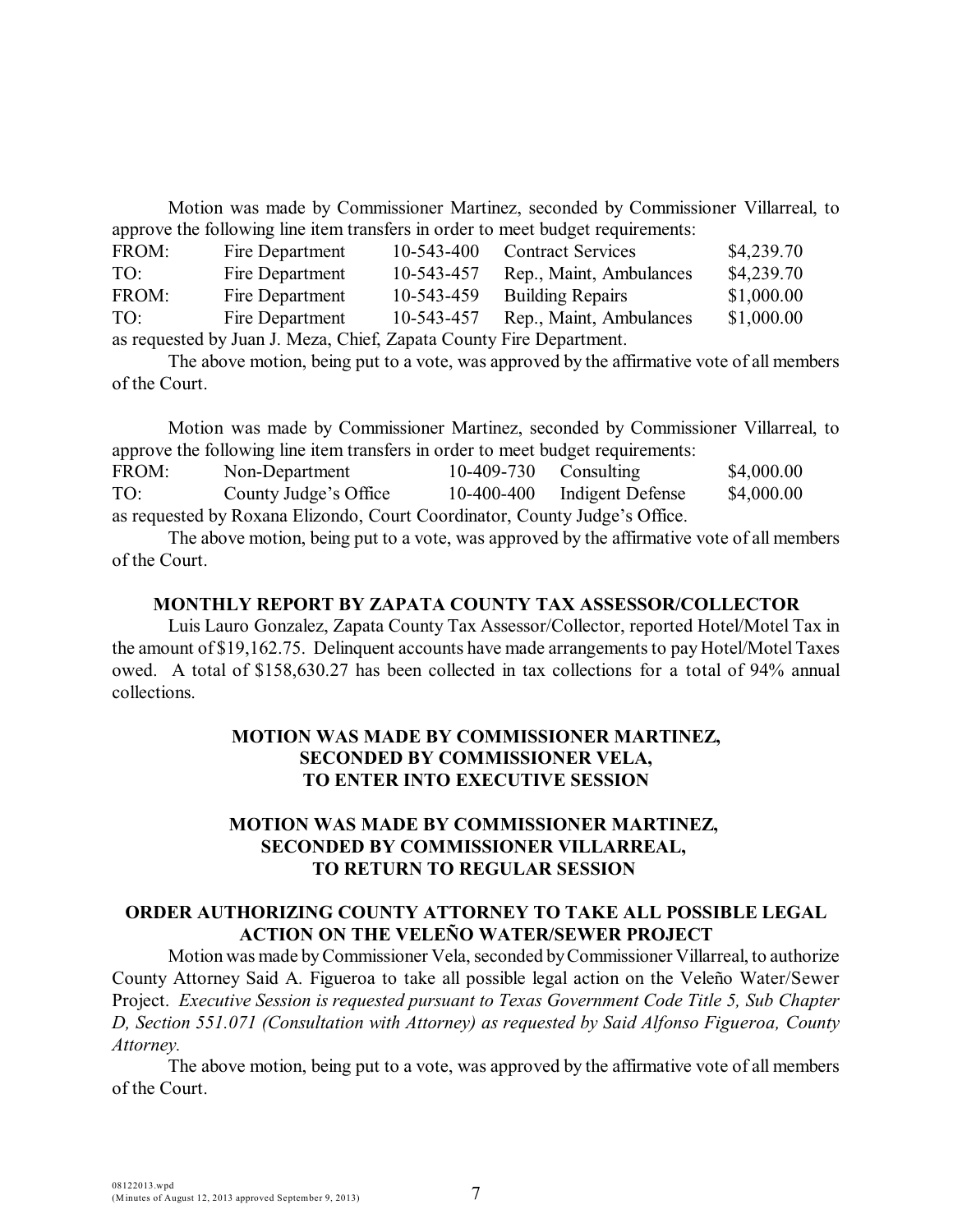Motion was made by Commissioner Martinez, seconded by Commissioner Villarreal, to approve the following line item transfers in order to meet budget requirements:

| | | | | |
|---|---|---|---|---|
| FROM: | Fire Department | 10-543-400 | Contract Services | $4,239.70 |
| TO: | Fire Department | 10-543-457 | Rep., Maint, Ambulances | $4,239.70 |
| FROM: | Fire Department | 10-543-459 | Building Repairs | $1,000.00 |
| TO: | Fire Department | 10-543-457 | Rep., Maint, Ambulances | $1,000.00 |

as requested by Juan J. Meza, Chief, Zapata County Fire Department.

The above motion, being put to a vote, was approved by the affirmative vote of all members of the Court.

Motion was made by Commissioner Martinez, seconded by Commissioner Villarreal, to approve the following line item transfers in order to meet budget requirements:

| | | | | |
|---|---|---|---|---|
| FROM: | Non-Department | 10-409-730 | Consulting | $4,000.00 |
| TO: | County Judge's Office | 10-400-400 | Indigent Defense | $4,000.00 |

as requested by Roxana Elizondo, Court Coordinator, County Judge's Office.

The above motion, being put to a vote, was approved by the affirmative vote of all members of the Court.

**MONTHLY REPORT BY ZAPATA COUNTY TAX ASSESSOR/COLLECTOR**

Luis Lauro Gonzalez, Zapata County Tax Assessor/Collector, reported Hotel/Motel Tax in the amount of $19,162.75. Delinquent accounts have made arrangements to pay Hotel/Motel Taxes owed. A total of $158,630.27 has been collected in tax collections for a total of 94% annual collections.

**MOTION WAS MADE BY COMMISSIONER MARTINEZ, SECONDED BY COMMISSIONER VELA, TO ENTER INTO EXECUTIVE SESSION**

**MOTION WAS MADE BY COMMISSIONER MARTINEZ, SECONDED BY COMMISSIONER VILLARREAL, TO RETURN TO REGULAR SESSION**

**ORDER AUTHORIZING COUNTY ATTORNEY TO TAKE ALL POSSIBLE LEGAL ACTION ON THE VELEÑO WATER/SEWER PROJECT**

Motion was made by Commissioner Vela, seconded by Commissioner Villarreal, to authorize County Attorney Said A. Figueroa to take all possible legal action on the Veleño Water/Sewer Project. *Executive Session is requested pursuant to Texas Government Code Title 5, Sub Chapter D, Section 551.071 (Consultation with Attorney) as requested by Said Alfonso Figueroa, County Attorney.*

The above motion, being put to a vote, was approved by the affirmative vote of all members of the Court.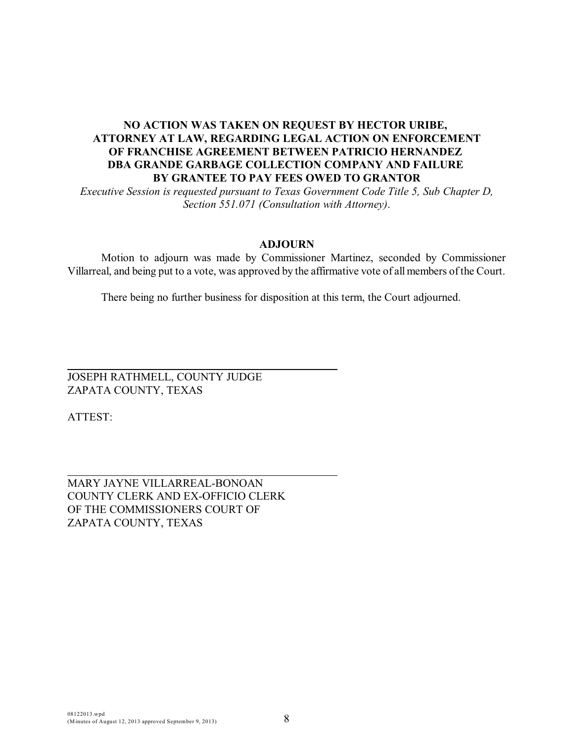**NO ACTION WAS TAKEN ON REQUEST BY HECTOR URIBE, ATTORNEY AT LAW, REGARDING LEGAL ACTION ON ENFORCEMENT OF FRANCHISE AGREEMENT BETWEEN PATRICIO HERNANDEZ DBA GRANDE GARBAGE COLLECTION COMPANY AND FAILURE BY GRANTEE TO PAY FEES OWED TO GRANTOR**

*Executive Session is requested pursuant to Texas Government Code Title 5, Sub Chapter D, Section 551.071 (Consultation with Attorney).*

**ADJOURN**

Motion to adjourn was made by Commissioner Martinez, seconded by Commissioner Villarreal, and being put to a vote, was approved by the affirmative vote of all members of the Court.

There being no further business for disposition at this term, the Court adjourned.

JOSEPH RATHMELL, COUNTY JUDGE
ZAPATA COUNTY, TEXAS

ATTEST:

MARY JAYNE VILLARREAL-BONOAN
COUNTY CLERK AND EX-OFFICIO CLERK
OF THE COMMISSIONERS COURT OF
ZAPATA COUNTY, TEXAS

08122013.wpd
(Minutes of August 12, 2013 approved September 9, 2013)